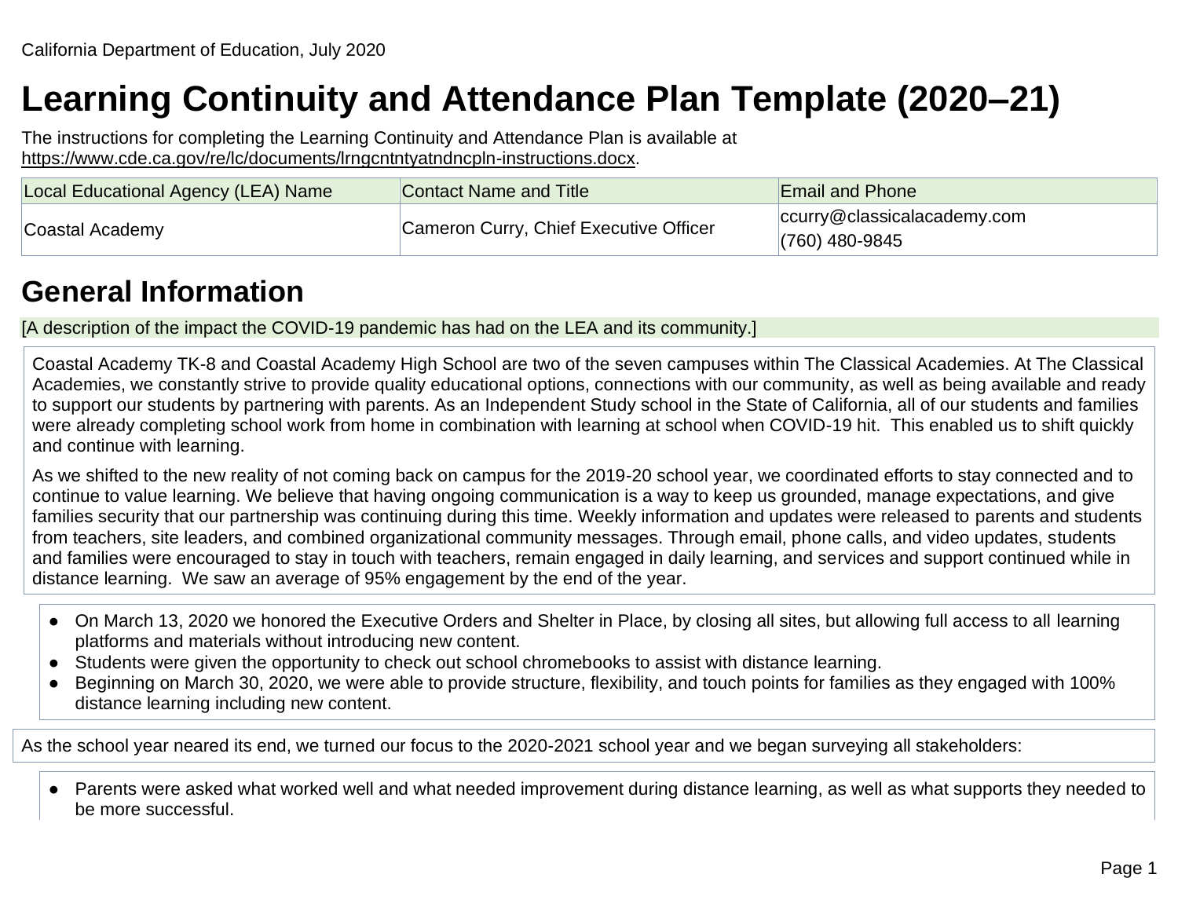California Department of Education, July 2020

# Learning Continuity and Attendance Plan Template (2020–21)

The instructions for completing the Learning Continuity and Attendance Plan is available at https://www.cde.ca.gov/re/lc/documents/lrngcntntyatndncpln-instructions.docx.

| Local Educational Agency (LEA) Name | Contact Name and Title | Email and Phone |
|---|---|---|
| Coastal Academy | Cameron Curry, Chief Executive Officer | ccurry@classicalacademy.com (760) 480-9845 |

## General Information

[A description of the impact the COVID-19 pandemic has had on the LEA and its community.]

Coastal Academy TK-8 and Coastal Academy High School are two of the seven campuses within The Classical Academies. At The Classical Academies, we constantly strive to provide quality educational options, connections with our community, as well as being available and ready to support our students by partnering with parents. As an Independent Study school in the State of California, all of our students and families were already completing school work from home in combination with learning at school when COVID-19 hit. This enabled us to shift quickly and continue with learning.

As we shifted to the new reality of not coming back on campus for the 2019-20 school year, we coordinated efforts to stay connected and to continue to value learning. We believe that having ongoing communication is a way to keep us grounded, manage expectations, and give families security that our partnership was continuing during this time. Weekly information and updates were released to parents and students from teachers, site leaders, and combined organizational community messages. Through email, phone calls, and video updates, students and families were encouraged to stay in touch with teachers, remain engaged in daily learning, and services and support continued while in distance learning. We saw an average of 95% engagement by the end of the year.

- On March 13, 2020 we honored the Executive Orders and Shelter in Place, by closing all sites, but allowing full access to all learning platforms and materials without introducing new content.
- Students were given the opportunity to check out school chromebooks to assist with distance learning.
- Beginning on March 30, 2020, we were able to provide structure, flexibility, and touch points for families as they engaged with 100% distance learning including new content.

As the school year neared its end, we turned our focus to the 2020-2021 school year and we began surveying all stakeholders:

- Parents were asked what worked well and what needed improvement during distance learning, as well as what supports they needed to be more successful.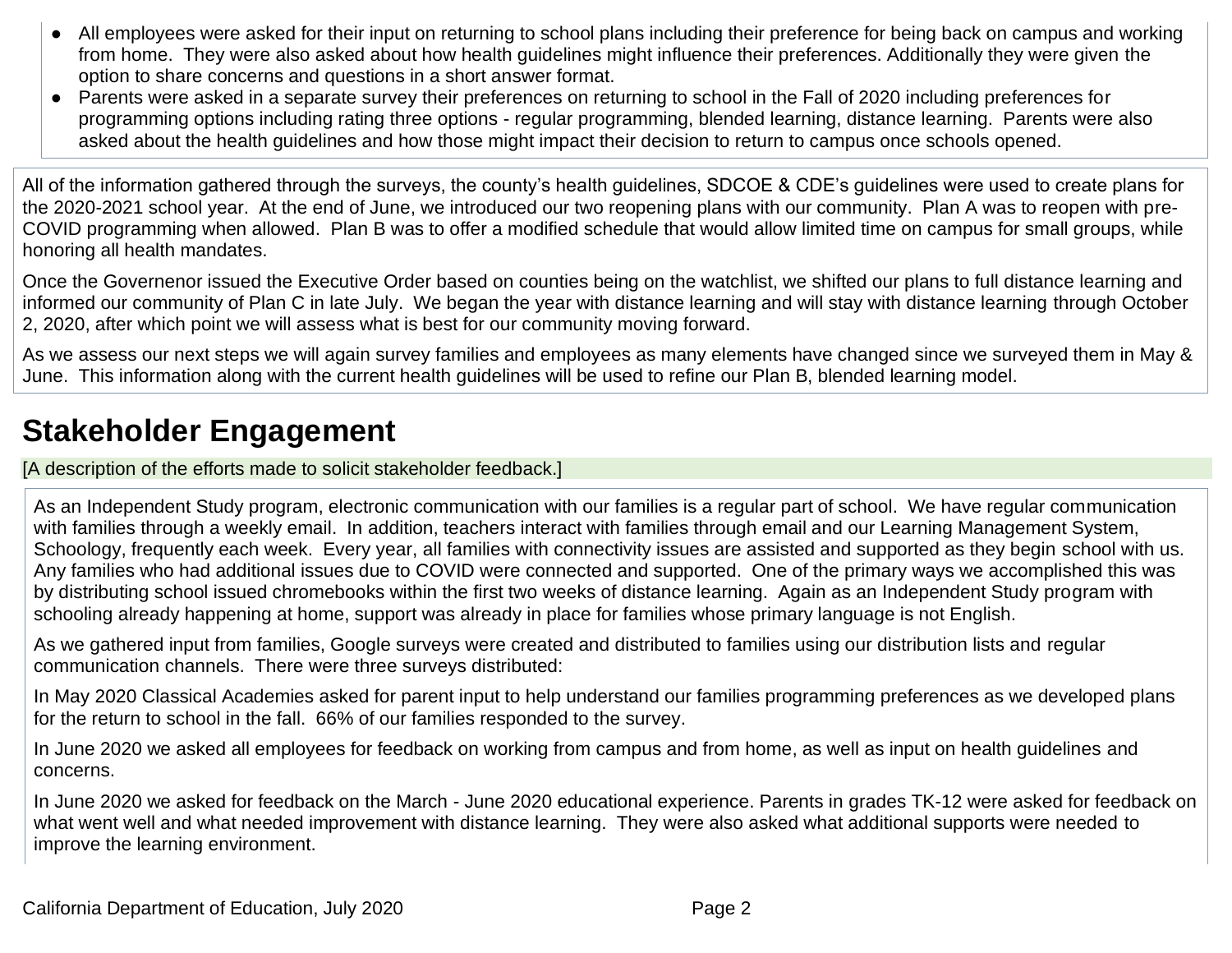- All employees were asked for their input on returning to school plans including their preference for being back on campus and working from home. They were also asked about how health guidelines might influence their preferences. Additionally they were given the option to share concerns and questions in a short answer format.
- Parents were asked in a separate survey their preferences on returning to school in the Fall of 2020 including preferences for programming options including rating three options - regular programming, blended learning, distance learning. Parents were also asked about the health guidelines and how those might impact their decision to return to campus once schools opened.

All of the information gathered through the surveys, the county's health guidelines, SDCOE & CDE's guidelines were used to create plans for the 2020-2021 school year. At the end of June, we introduced our two reopening plans with our community. Plan A was to reopen with pre-COVID programming when allowed. Plan B was to offer a modified schedule that would allow limited time on campus for small groups, while honoring all health mandates.

Once the Governenor issued the Executive Order based on counties being on the watchlist, we shifted our plans to full distance learning and informed our community of Plan C in late July. We began the year with distance learning and will stay with distance learning through October 2, 2020, after which point we will assess what is best for our community moving forward.

As we assess our next steps we will again survey families and employees as many elements have changed since we surveyed them in May & June. This information along with the current health guidelines will be used to refine our Plan B, blended learning model.

# Stakeholder Engagement

[A description of the efforts made to solicit stakeholder feedback.]

As an Independent Study program, electronic communication with our families is a regular part of school. We have regular communication with families through a weekly email. In addition, teachers interact with families through email and our Learning Management System, Schoology, frequently each week. Every year, all families with connectivity issues are assisted and supported as they begin school with us. Any families who had additional issues due to COVID were connected and supported. One of the primary ways we accomplished this was by distributing school issued chromebooks within the first two weeks of distance learning. Again as an Independent Study program with schooling already happening at home, support was already in place for families whose primary language is not English.

As we gathered input from families, Google surveys were created and distributed to families using our distribution lists and regular communication channels. There were three surveys distributed:

In May 2020 Classical Academies asked for parent input to help understand our families programming preferences as we developed plans for the return to school in the fall. 66% of our families responded to the survey.

In June 2020 we asked all employees for feedback on working from campus and from home, as well as input on health guidelines and concerns.

In June 2020 we asked for feedback on the March - June 2020 educational experience. Parents in grades TK-12 were asked for feedback on what went well and what needed improvement with distance learning. They were also asked what additional supports were needed to improve the learning environment.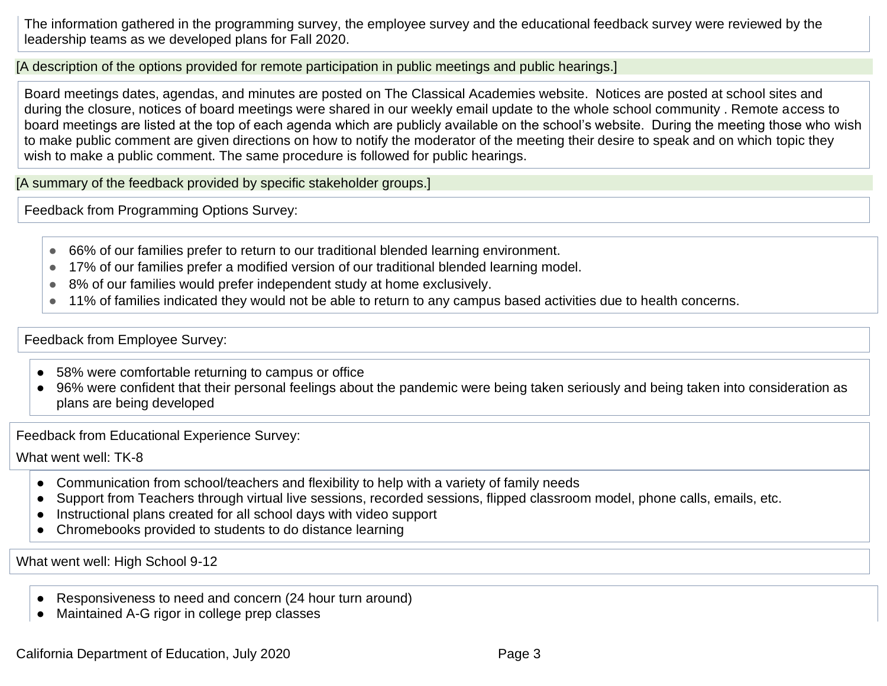The information gathered in the programming survey, the employee survey and the educational feedback survey were reviewed by the leadership teams as we developed plans for Fall 2020.

[A description of the options provided for remote participation in public meetings and public hearings.]

Board meetings dates, agendas, and minutes are posted on The Classical Academies website. Notices are posted at school sites and during the closure, notices of board meetings were shared in our weekly email update to the whole school community . Remote access to board meetings are listed at the top of each agenda which are publicly available on the school's website. During the meeting those who wish to make public comment are given directions on how to notify the moderator of the meeting their desire to speak and on which topic they wish to make a public comment. The same procedure is followed for public hearings.

[A summary of the feedback provided by specific stakeholder groups.]

Feedback from Programming Options Survey:

- 66% of our families prefer to return to our traditional blended learning environment.
- 17% of our families prefer a modified version of our traditional blended learning model.
- 8% of our families would prefer independent study at home exclusively.
- 11% of families indicated they would not be able to return to any campus based activities due to health concerns.

Feedback from Employee Survey:

- 58% were comfortable returning to campus or office
- 96% were confident that their personal feelings about the pandemic were being taken seriously and being taken into consideration as plans are being developed

Feedback from Educational Experience Survey:

What went well: TK-8

- Communication from school/teachers and flexibility to help with a variety of family needs
- Support from Teachers through virtual live sessions, recorded sessions, flipped classroom model, phone calls, emails, etc.
- Instructional plans created for all school days with video support
- Chromebooks provided to students to do distance learning

What went well: High School 9-12

- Responsiveness to need and concern (24 hour turn around)
- Maintained A-G rigor in college prep classes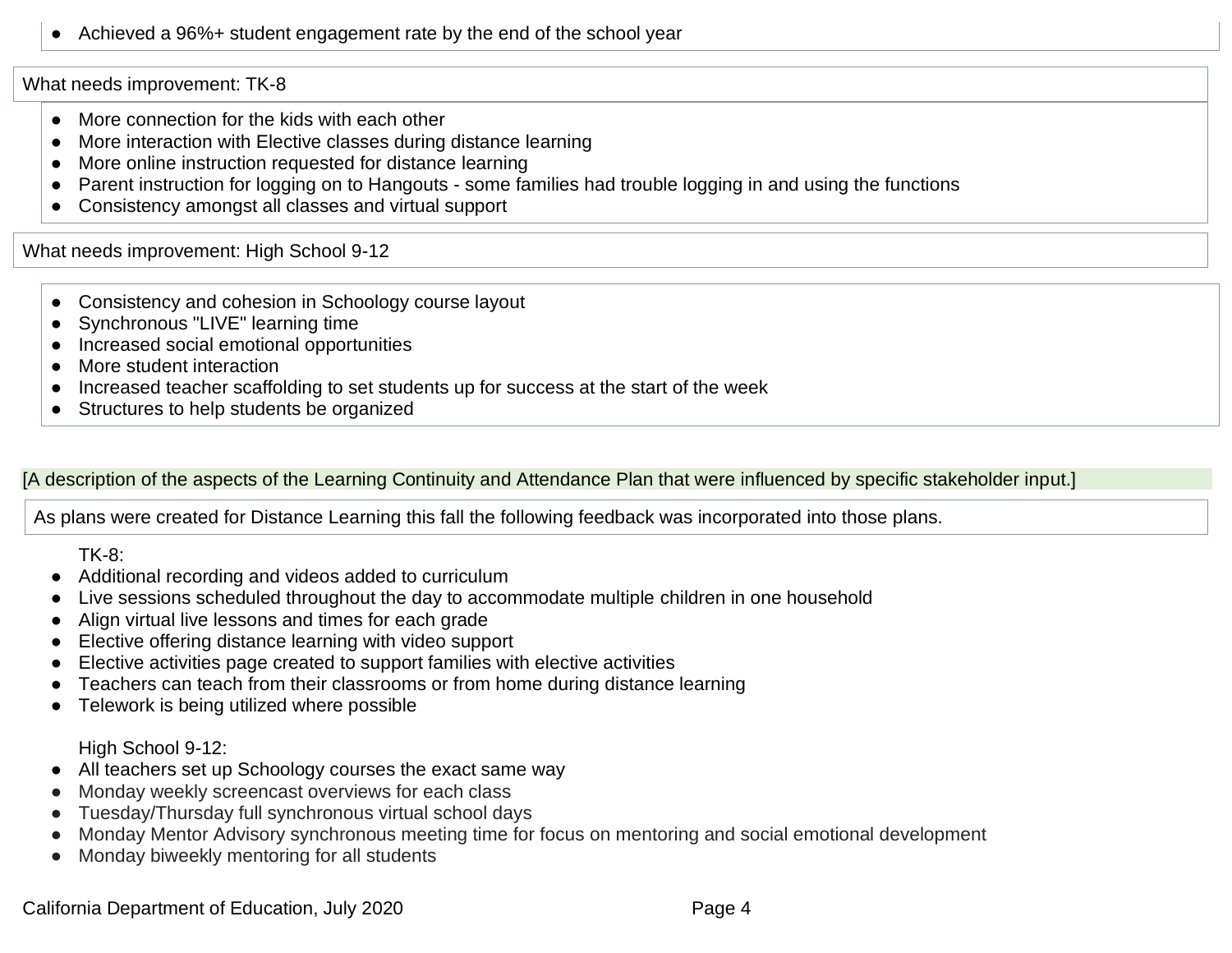- Achieved a 96%+ student engagement rate by the end of the school year

What needs improvement: TK-8

- More connection for the kids with each other
- More interaction with Elective classes during distance learning
- More online instruction requested for distance learning
- Parent instruction for logging on to Hangouts - some families had trouble logging in and using the functions
- Consistency amongst all classes and virtual support

What needs improvement: High School 9-12

- Consistency and cohesion in Schoology course layout
- Synchronous "LIVE" learning time
- Increased social emotional opportunities
- More student interaction
- Increased teacher scaffolding to set students up for success at the start of the week
- Structures to help students be organized

[A description of the aspects of the Learning Continuity and Attendance Plan that were influenced by specific stakeholder input.]

As plans were created for Distance Learning this fall the following feedback was incorporated into those plans.

TK-8:

- Additional recording and videos added to curriculum
- Live sessions scheduled throughout the day to accommodate multiple children in one household
- Align virtual live lessons and times for each grade
- Elective offering distance learning with video support
- Elective activities page created to support families with elective activities
- Teachers can teach from their classrooms or from home during distance learning
- Telework is being utilized where possible

High School 9-12:

- All teachers set up Schoology courses the exact same way
- Monday weekly screencast overviews for each class
- Tuesday/Thursday full synchronous virtual school days
- Monday Mentor Advisory synchronous meeting time for focus on mentoring and social emotional development
- Monday biweekly mentoring for all students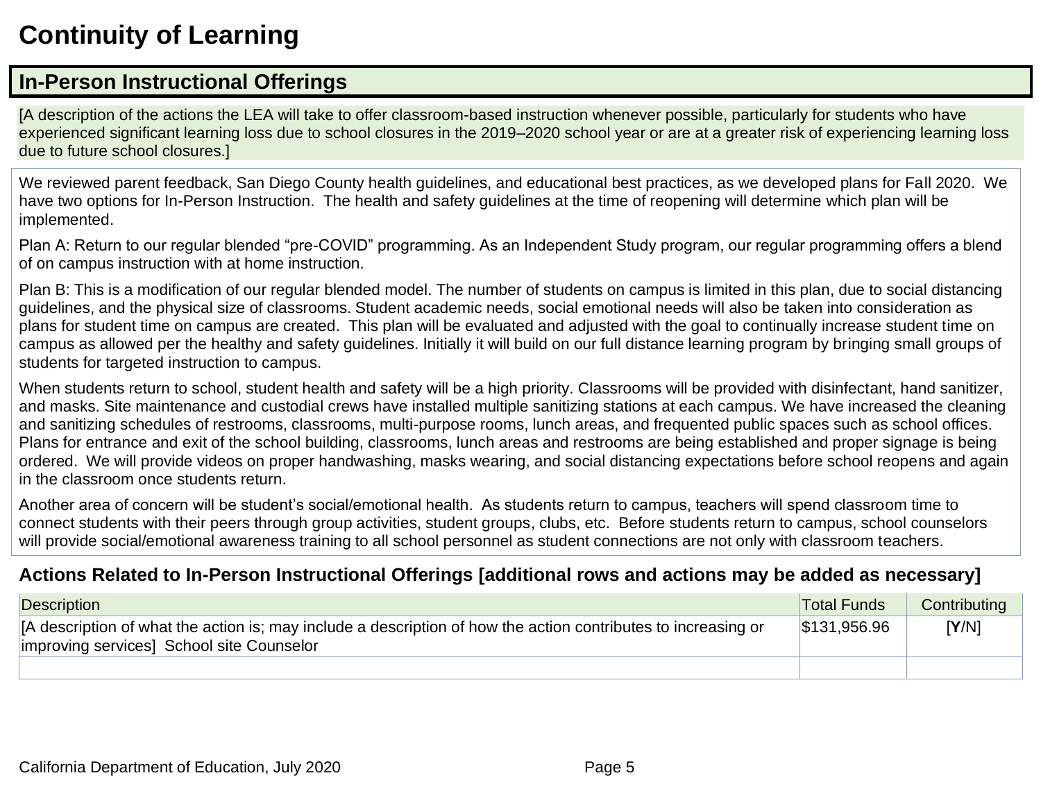# Continuity of Learning

## In-Person Instructional Offerings

[A description of the actions the LEA will take to offer classroom-based instruction whenever possible, particularly for students who have experienced significant learning loss due to school closures in the 2019–2020 school year or are at a greater risk of experiencing learning loss due to future school closures.]

We reviewed parent feedback, San Diego County health guidelines, and educational best practices, as we developed plans for Fall 2020. We have two options for In-Person Instruction. The health and safety guidelines at the time of reopening will determine which plan will be implemented.

Plan A: Return to our regular blended "pre-COVID" programming. As an Independent Study program, our regular programming offers a blend of on campus instruction with at home instruction.

Plan B: This is a modification of our regular blended model. The number of students on campus is limited in this plan, due to social distancing guidelines, and the physical size of classrooms. Student academic needs, social emotional needs will also be taken into consideration as plans for student time on campus are created. This plan will be evaluated and adjusted with the goal to continually increase student time on campus as allowed per the healthy and safety guidelines. Initially it will build on our full distance learning program by bringing small groups of students for targeted instruction to campus.

When students return to school, student health and safety will be a high priority. Classrooms will be provided with disinfectant, hand sanitizer, and masks. Site maintenance and custodial crews have installed multiple sanitizing stations at each campus. We have increased the cleaning and sanitizing schedules of restrooms, classrooms, multi-purpose rooms, lunch areas, and frequented public spaces such as school offices. Plans for entrance and exit of the school building, classrooms, lunch areas and restrooms are being established and proper signage is being ordered. We will provide videos on proper handwashing, masks wearing, and social distancing expectations before school reopens and again in the classroom once students return.

Another area of concern will be student's social/emotional health. As students return to campus, teachers will spend classroom time to connect students with their peers through group activities, student groups, clubs, etc. Before students return to campus, school counselors will provide social/emotional awareness training to all school personnel as student connections are not only with classroom teachers.

### Actions Related to In-Person Instructional Offerings [additional rows and actions may be added as necessary]

| Description | Total Funds | Contributing |
|---|---|---|
| [A description of what the action is; may include a description of how the action contributes to increasing or improving services] School site Counselor | $131,956.96 | [**Y**/N] |
| | | |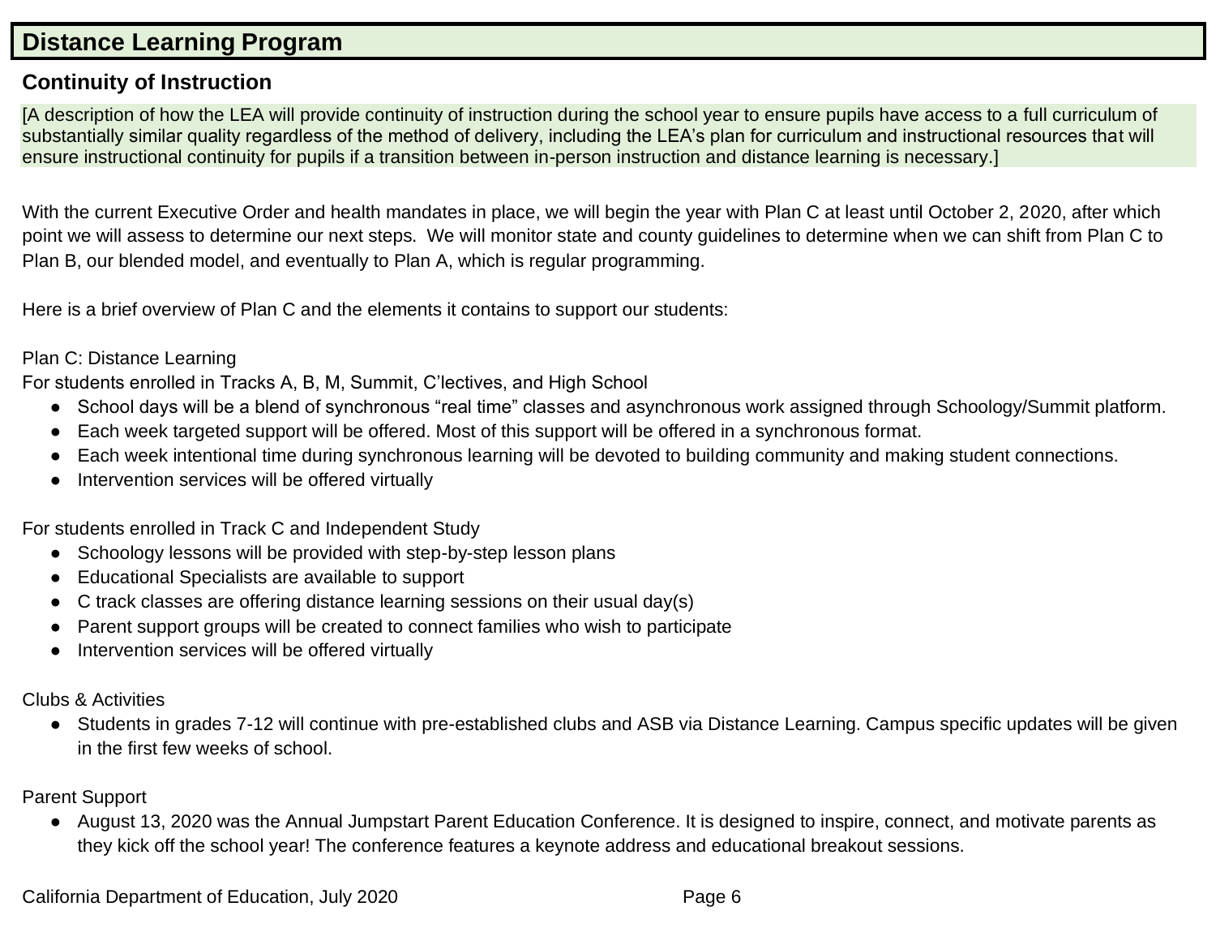## Distance Learning Program

### Continuity of Instruction

[A description of how the LEA will provide continuity of instruction during the school year to ensure pupils have access to a full curriculum of substantially similar quality regardless of the method of delivery, including the LEA's plan for curriculum and instructional resources that will ensure instructional continuity for pupils if a transition between in-person instruction and distance learning is necessary.]

With the current Executive Order and health mandates in place, we will begin the year with Plan C at least until October 2, 2020, after which point we will assess to determine our next steps. We will monitor state and county guidelines to determine when we can shift from Plan C to Plan B, our blended model, and eventually to Plan A, which is regular programming.

Here is a brief overview of Plan C and the elements it contains to support our students:

Plan C: Distance Learning
For students enrolled in Tracks A, B, M, Summit, C'lectives, and High School

- School days will be a blend of synchronous "real time" classes and asynchronous work assigned through Schoology/Summit platform.
- Each week targeted support will be offered. Most of this support will be offered in a synchronous format.
- Each week intentional time during synchronous learning will be devoted to building community and making student connections.
- Intervention services will be offered virtually

For students enrolled in Track C and Independent Study

- Schoology lessons will be provided with step-by-step lesson plans
- Educational Specialists are available to support
- C track classes are offering distance learning sessions on their usual day(s)
- Parent support groups will be created to connect families who wish to participate
- Intervention services will be offered virtually

Clubs & Activities

- Students in grades 7-12 will continue with pre-established clubs and ASB via Distance Learning. Campus specific updates will be given in the first few weeks of school.

Parent Support

- August 13, 2020 was the Annual Jumpstart Parent Education Conference. It is designed to inspire, connect, and motivate parents as they kick off the school year! The conference features a keynote address and educational breakout sessions.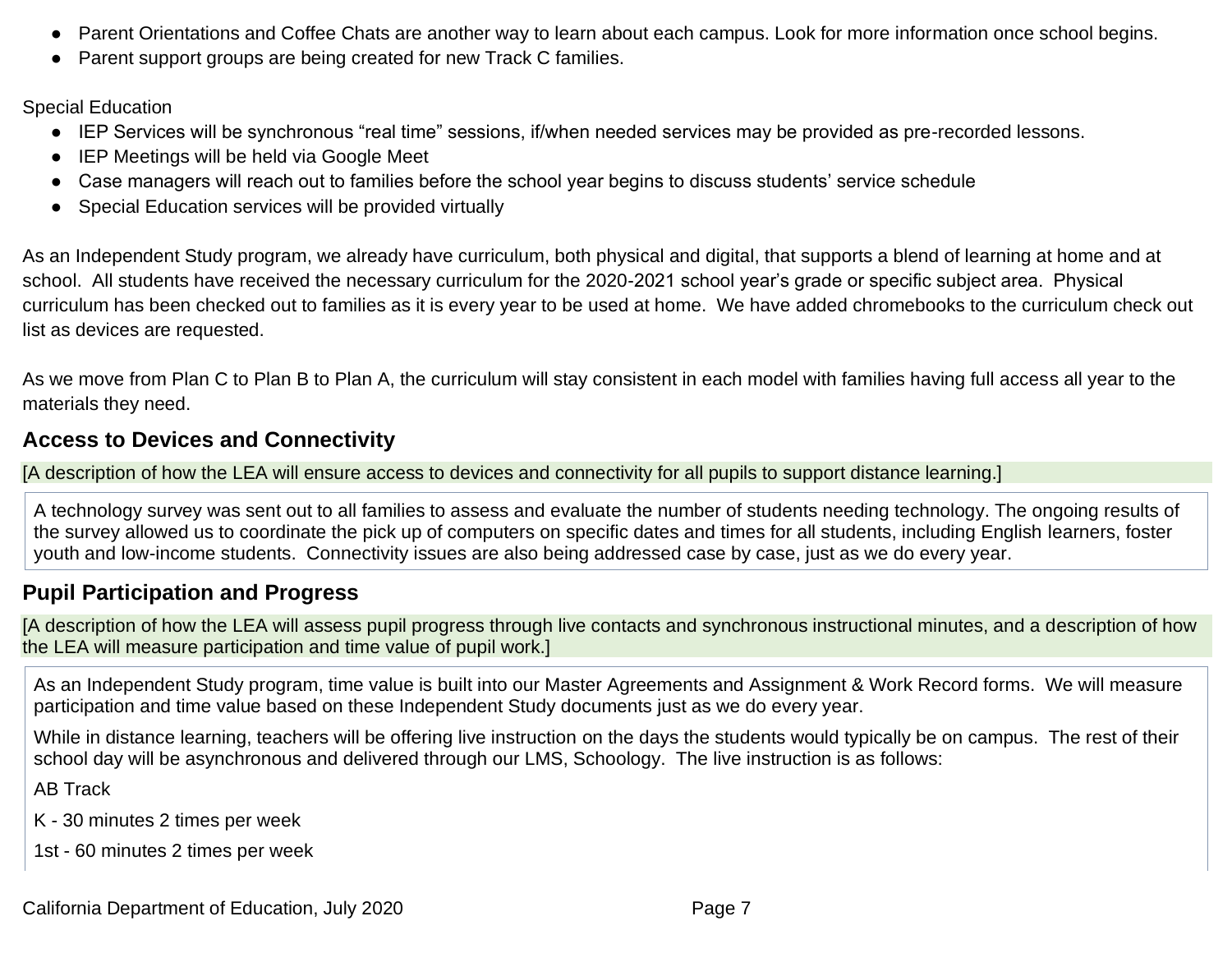- Parent Orientations and Coffee Chats are another way to learn about each campus. Look for more information once school begins.
- Parent support groups are being created for new Track C families.

Special Education

- IEP Services will be synchronous "real time" sessions, if/when needed services may be provided as pre-recorded lessons.
- IEP Meetings will be held via Google Meet
- Case managers will reach out to families before the school year begins to discuss students' service schedule
- Special Education services will be provided virtually

As an Independent Study program, we already have curriculum, both physical and digital, that supports a blend of learning at home and at school. All students have received the necessary curriculum for the 2020-2021 school year's grade or specific subject area. Physical curriculum has been checked out to families as it is every year to be used at home. We have added chromebooks to the curriculum check out list as devices are requested.

As we move from Plan C to Plan B to Plan A, the curriculum will stay consistent in each model with families having full access all year to the materials they need.

## Access to Devices and Connectivity

[A description of how the LEA will ensure access to devices and connectivity for all pupils to support distance learning.]

A technology survey was sent out to all families to assess and evaluate the number of students needing technology. The ongoing results of the survey allowed us to coordinate the pick up of computers on specific dates and times for all students, including English learners, foster youth and low-income students. Connectivity issues are also being addressed case by case, just as we do every year.

## Pupil Participation and Progress

[A description of how the LEA will assess pupil progress through live contacts and synchronous instructional minutes, and a description of how the LEA will measure participation and time value of pupil work.]

As an Independent Study program, time value is built into our Master Agreements and Assignment & Work Record forms. We will measure participation and time value based on these Independent Study documents just as we do every year.

While in distance learning, teachers will be offering live instruction on the days the students would typically be on campus. The rest of their school day will be asynchronous and delivered through our LMS, Schoology. The live instruction is as follows:

AB Track

K - 30 minutes 2 times per week

1st - 60 minutes 2 times per week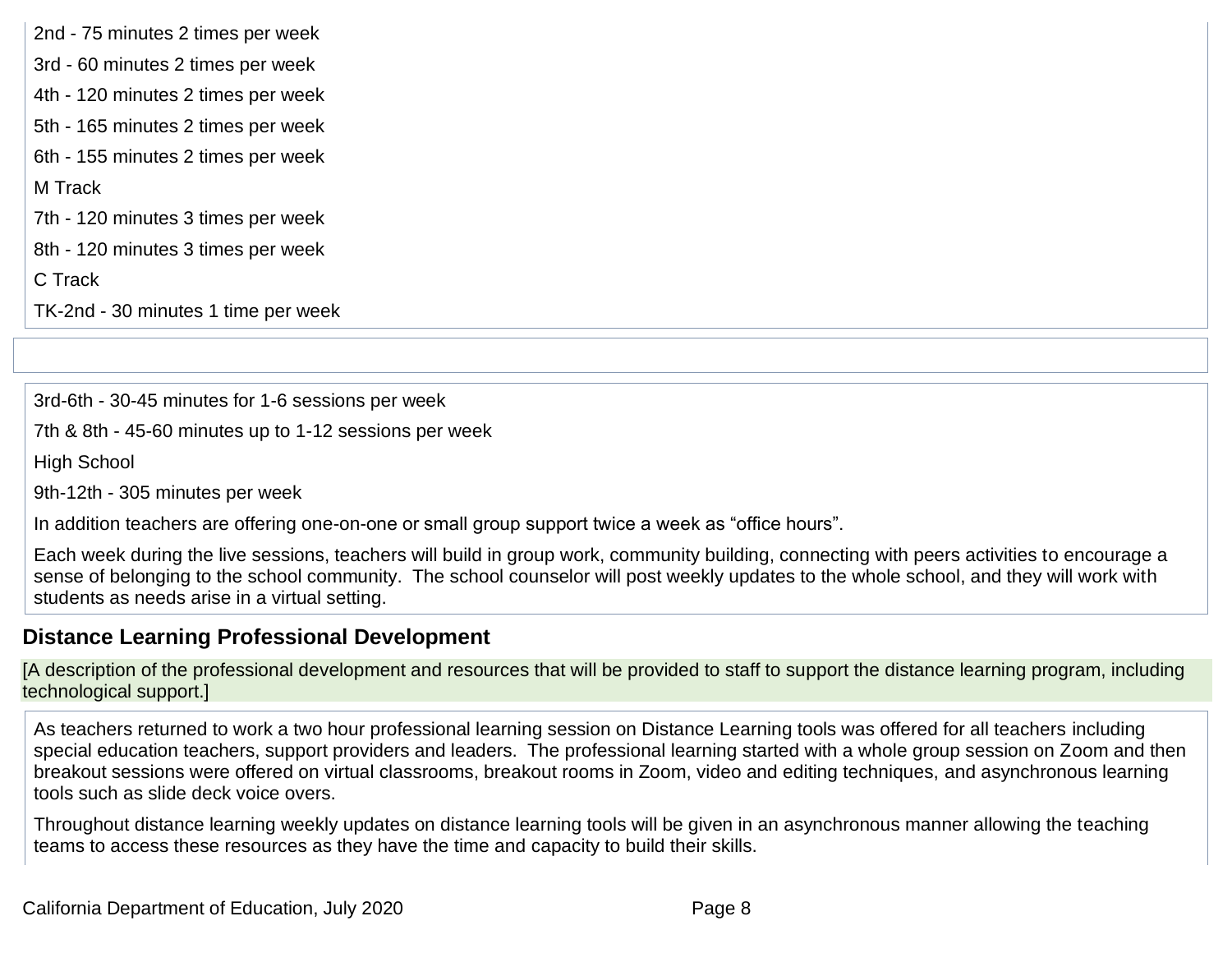2nd - 75 minutes 2 times per week

3rd - 60 minutes 2 times per week

4th - 120 minutes 2 times per week

5th - 165 minutes 2 times per week

6th - 155 minutes 2 times per week

M Track

7th - 120 minutes 3 times per week

8th - 120 minutes 3 times per week

C Track

TK-2nd - 30 minutes 1 time per week

3rd-6th - 30-45 minutes for 1-6 sessions per week

7th & 8th - 45-60 minutes up to 1-12 sessions per week

High School

9th-12th - 305 minutes per week

In addition teachers are offering one-on-one or small group support twice a week as “office hours”.

Each week during the live sessions, teachers will build in group work, community building, connecting with peers activities to encourage a sense of belonging to the school community.  The school counselor will post weekly updates to the whole school, and they will work with students as needs arise in a virtual setting.

## Distance Learning Professional Development

[A description of the professional development and resources that will be provided to staff to support the distance learning program, including technological support.]

As teachers returned to work a two hour professional learning session on Distance Learning tools was offered for all teachers including special education teachers, support providers and leaders.  The professional learning started with a whole group session on Zoom and then breakout sessions were offered on virtual classrooms, breakout rooms in Zoom, video and editing techniques, and asynchronous learning tools such as slide deck voice overs.

Throughout distance learning weekly updates on distance learning tools will be given in an asynchronous manner allowing the teaching teams to access these resources as they have the time and capacity to build their skills.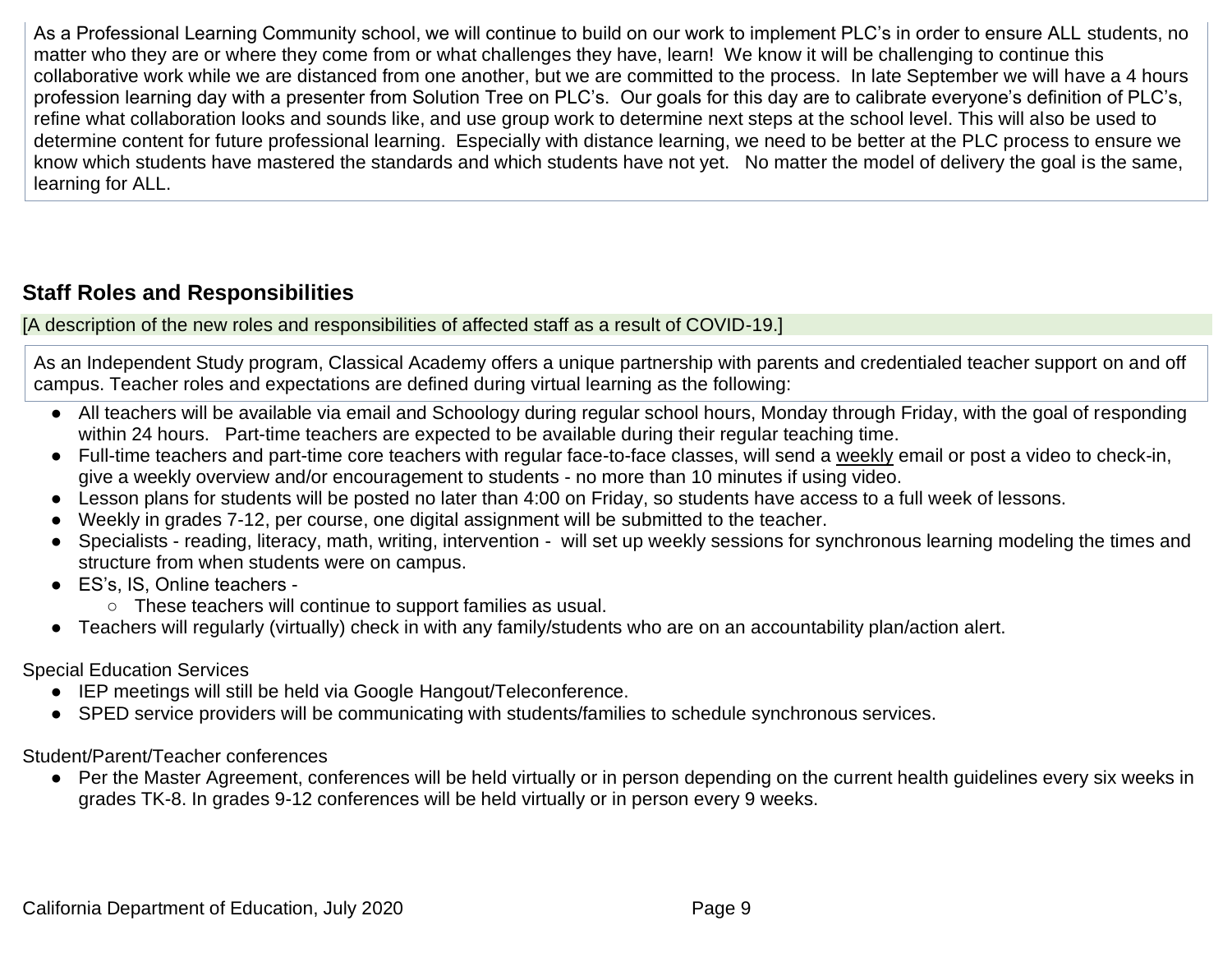As a Professional Learning Community school, we will continue to build on our work to implement PLC's in order to ensure ALL students, no matter who they are or where they come from or what challenges they have, learn! We know it will be challenging to continue this collaborative work while we are distanced from one another, but we are committed to the process. In late September we will have a 4 hours profession learning day with a presenter from Solution Tree on PLC's. Our goals for this day are to calibrate everyone's definition of PLC's, refine what collaboration looks and sounds like, and use group work to determine next steps at the school level. This will also be used to determine content for future professional learning. Especially with distance learning, we need to be better at the PLC process to ensure we know which students have mastered the standards and which students have not yet. No matter the model of delivery the goal is the same, learning for ALL.

## Staff Roles and Responsibilities

[A description of the new roles and responsibilities of affected staff as a result of COVID-19.]

As an Independent Study program, Classical Academy offers a unique partnership with parents and credentialed teacher support on and off campus. Teacher roles and expectations are defined during virtual learning as the following:

- All teachers will be available via email and Schoology during regular school hours, Monday through Friday, with the goal of responding within 24 hours. Part-time teachers are expected to be available during their regular teaching time.
- Full-time teachers and part-time core teachers with regular face-to-face classes, will send a weekly email or post a video to check-in, give a weekly overview and/or encouragement to students - no more than 10 minutes if using video.
- Lesson plans for students will be posted no later than 4:00 on Friday, so students have access to a full week of lessons.
- Weekly in grades 7-12, per course, one digital assignment will be submitted to the teacher.
- Specialists - reading, literacy, math, writing, intervention - will set up weekly sessions for synchronous learning modeling the times and structure from when students were on campus.
- ES's, IS, Online teachers -
  - These teachers will continue to support families as usual.
- Teachers will regularly (virtually) check in with any family/students who are on an accountability plan/action alert.

Special Education Services

- IEP meetings will still be held via Google Hangout/Teleconference.
- SPED service providers will be communicating with students/families to schedule synchronous services.

Student/Parent/Teacher conferences

- Per the Master Agreement, conferences will be held virtually or in person depending on the current health guidelines every six weeks in grades TK-8. In grades 9-12 conferences will be held virtually or in person every 9 weeks.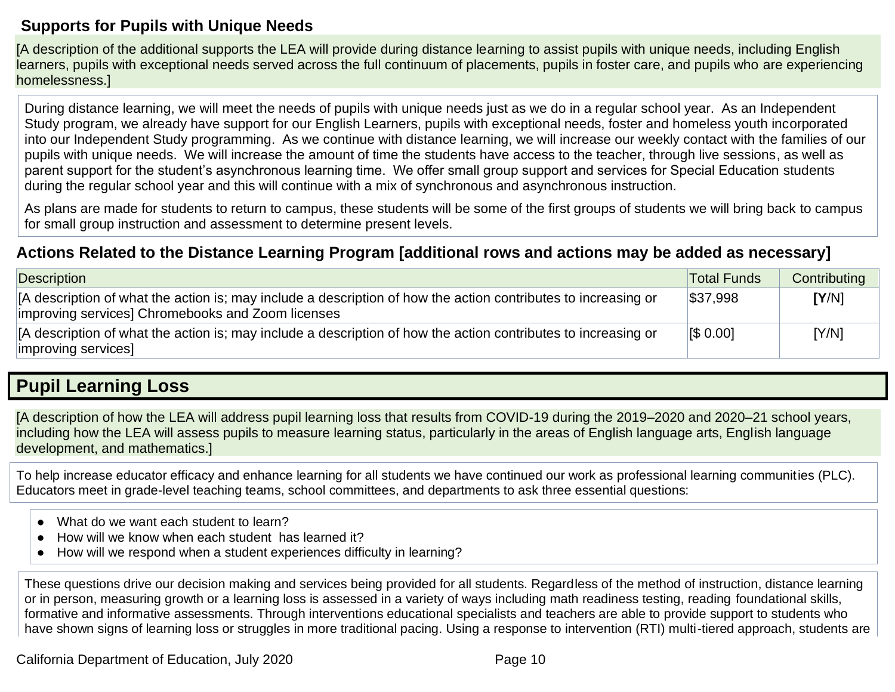### Supports for Pupils with Unique Needs

[A description of the additional supports the LEA will provide during distance learning to assist pupils with unique needs, including English learners, pupils with exceptional needs served across the full continuum of placements, pupils in foster care, and pupils who are experiencing homelessness.]

During distance learning, we will meet the needs of pupils with unique needs just as we do in a regular school year. As an Independent Study program, we already have support for our English Learners, pupils with exceptional needs, foster and homeless youth incorporated into our Independent Study programming. As we continue with distance learning, we will increase our weekly contact with the families of our pupils with unique needs. We will increase the amount of time the students have access to the teacher, through live sessions, as well as parent support for the student's asynchronous learning time. We offer small group support and services for Special Education students during the regular school year and this will continue with a mix of synchronous and asynchronous instruction.

As plans are made for students to return to campus, these students will be some of the first groups of students we will bring back to campus for small group instruction and assessment to determine present levels.

### Actions Related to the Distance Learning Program [additional rows and actions may be added as necessary]

| Description | Total Funds | Contributing |
|---|---|---|
| [A description of what the action is; may include a description of how the action contributes to increasing or improving services] Chromebooks and Zoom licenses | $37,998 | **[Y**/N] |
| [A description of what the action is; may include a description of how the action contributes to increasing or improving services] | [$ 0.00] | [Y/N] |

## Pupil Learning Loss

[A description of how the LEA will address pupil learning loss that results from COVID-19 during the 2019–2020 and 2020–21 school years, including how the LEA will assess pupils to measure learning status, particularly in the areas of English language arts, English language development, and mathematics.]

To help increase educator efficacy and enhance learning for all students we have continued our work as professional learning communities (PLC). Educators meet in grade-level teaching teams, school committees, and departments to ask three essential questions:

- What do we want each student to learn?
- How will we know when each student has learned it?
- How will we respond when a student experiences difficulty in learning?

These questions drive our decision making and services being provided for all students. Regardless of the method of instruction, distance learning or in person, measuring growth or a learning loss is assessed in a variety of ways including math readiness testing, reading foundational skills, formative and informative assessments. Through interventions educational specialists and teachers are able to provide support to students who have shown signs of learning loss or struggles in more traditional pacing. Using a response to intervention (RTI) multi-tiered approach, students are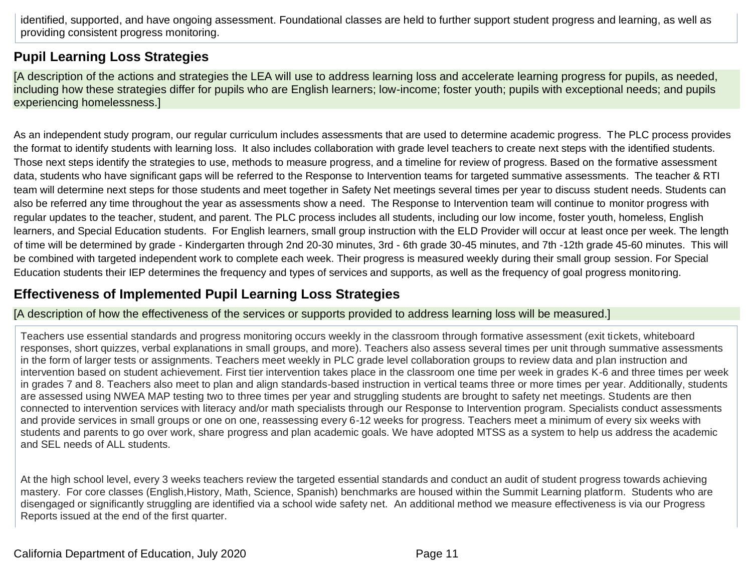identified, supported, and have ongoing assessment. Foundational classes are held to further support student progress and learning, as well as providing consistent progress monitoring.

## Pupil Learning Loss Strategies

[A description of the actions and strategies the LEA will use to address learning loss and accelerate learning progress for pupils, as needed, including how these strategies differ for pupils who are English learners; low-income; foster youth; pupils with exceptional needs; and pupils experiencing homelessness.]

As an independent study program, our regular curriculum includes assessments that are used to determine academic progress. The PLC process provides the format to identify students with learning loss. It also includes collaboration with grade level teachers to create next steps with the identified students. Those next steps identify the strategies to use, methods to measure progress, and a timeline for review of progress. Based on the formative assessment data, students who have significant gaps will be referred to the Response to Intervention teams for targeted summative assessments. The teacher & RTI team will determine next steps for those students and meet together in Safety Net meetings several times per year to discuss student needs. Students can also be referred any time throughout the year as assessments show a need. The Response to Intervention team will continue to monitor progress with regular updates to the teacher, student, and parent. The PLC process includes all students, including our low income, foster youth, homeless, English learners, and Special Education students. For English learners, small group instruction with the ELD Provider will occur at least once per week. The length of time will be determined by grade - Kindergarten through 2nd 20-30 minutes, 3rd - 6th grade 30-45 minutes, and 7th -12th grade 45-60 minutes. This will be combined with targeted independent work to complete each week. Their progress is measured weekly during their small group session. For Special Education students their IEP determines the frequency and types of services and supports, as well as the frequency of goal progress monitoring.

## Effectiveness of Implemented Pupil Learning Loss Strategies

[A description of how the effectiveness of the services or supports provided to address learning loss will be measured.]

Teachers use essential standards and progress monitoring occurs weekly in the classroom through formative assessment (exit tickets, whiteboard responses, short quizzes, verbal explanations in small groups, and more). Teachers also assess several times per unit through summative assessments in the form of larger tests or assignments. Teachers meet weekly in PLC grade level collaboration groups to review data and plan instruction and intervention based on student achievement. First tier intervention takes place in the classroom one time per week in grades K-6 and three times per week in grades 7 and 8. Teachers also meet to plan and align standards-based instruction in vertical teams three or more times per year. Additionally, students are assessed using NWEA MAP testing two to three times per year and struggling students are brought to safety net meetings. Students are then connected to intervention services with literacy and/or math specialists through our Response to Intervention program. Specialists conduct assessments and provide services in small groups or one on one, reassessing every 6-12 weeks for progress. Teachers meet a minimum of every six weeks with students and parents to go over work, share progress and plan academic goals. We have adopted MTSS as a system to help us address the academic and SEL needs of ALL students.

At the high school level, every 3 weeks teachers review the targeted essential standards and conduct an audit of student progress towards achieving mastery. For core classes (English,History, Math, Science, Spanish) benchmarks are housed within the Summit Learning platform. Students who are disengaged or significantly struggling are identified via a school wide safety net. An additional method we measure effectiveness is via our Progress Reports issued at the end of the first quarter.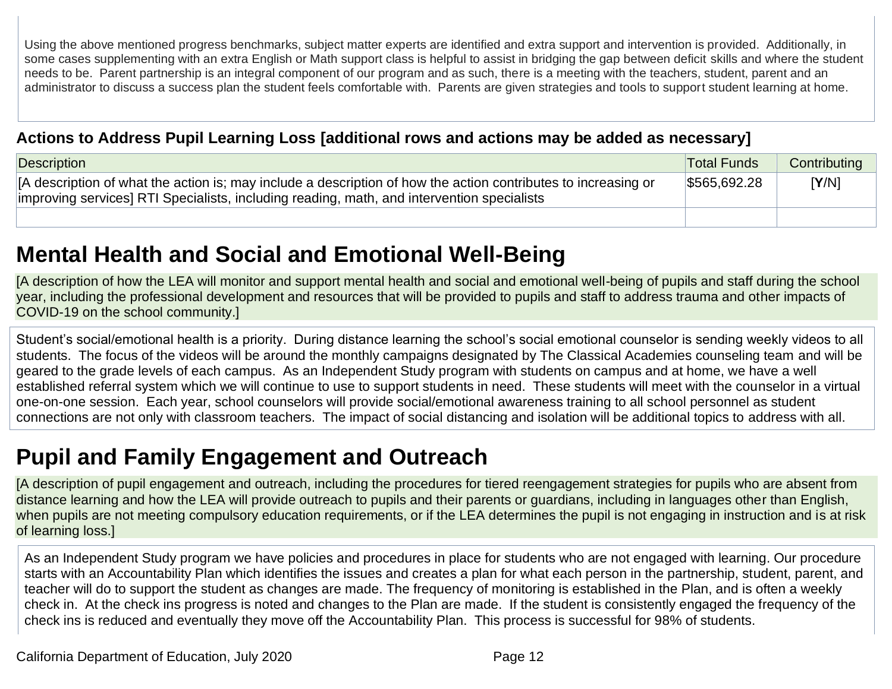Using the above mentioned progress benchmarks, subject matter experts are identified and extra support and intervention is provided. Additionally, in some cases supplementing with an extra English or Math support class is helpful to assist in bridging the gap between deficit skills and where the student needs to be. Parent partnership is an integral component of our program and as such, there is a meeting with the teachers, student, parent and an administrator to discuss a success plan the student feels comfortable with. Parents are given strategies and tools to support student learning at home.

### Actions to Address Pupil Learning Loss [additional rows and actions may be added as necessary]

| Description | Total Funds | Contributing |
|---|---|---|
| [A description of what the action is; may include a description of how the action contributes to increasing or improving services] RTI Specialists, including reading, math, and intervention specialists | $565,692.28 | [**Y**/N] |
| | | |

## Mental Health and Social and Emotional Well-Being

[A description of how the LEA will monitor and support mental health and social and emotional well-being of pupils and staff during the school year, including the professional development and resources that will be provided to pupils and staff to address trauma and other impacts of COVID-19 on the school community.]

Student's social/emotional health is a priority. During distance learning the school's social emotional counselor is sending weekly videos to all students. The focus of the videos will be around the monthly campaigns designated by The Classical Academies counseling team and will be geared to the grade levels of each campus. As an Independent Study program with students on campus and at home, we have a well established referral system which we will continue to use to support students in need. These students will meet with the counselor in a virtual one-on-one session. Each year, school counselors will provide social/emotional awareness training to all school personnel as student connections are not only with classroom teachers. The impact of social distancing and isolation will be additional topics to address with all.

## Pupil and Family Engagement and Outreach

[A description of pupil engagement and outreach, including the procedures for tiered reengagement strategies for pupils who are absent from distance learning and how the LEA will provide outreach to pupils and their parents or guardians, including in languages other than English, when pupils are not meeting compulsory education requirements, or if the LEA determines the pupil is not engaging in instruction and is at risk of learning loss.]

As an Independent Study program we have policies and procedures in place for students who are not engaged with learning. Our procedure starts with an Accountability Plan which identifies the issues and creates a plan for what each person in the partnership, student, parent, and teacher will do to support the student as changes are made. The frequency of monitoring is established in the Plan, and is often a weekly check in. At the check ins progress is noted and changes to the Plan are made. If the student is consistently engaged the frequency of the check ins is reduced and eventually they move off the Accountability Plan. This process is successful for 98% of students.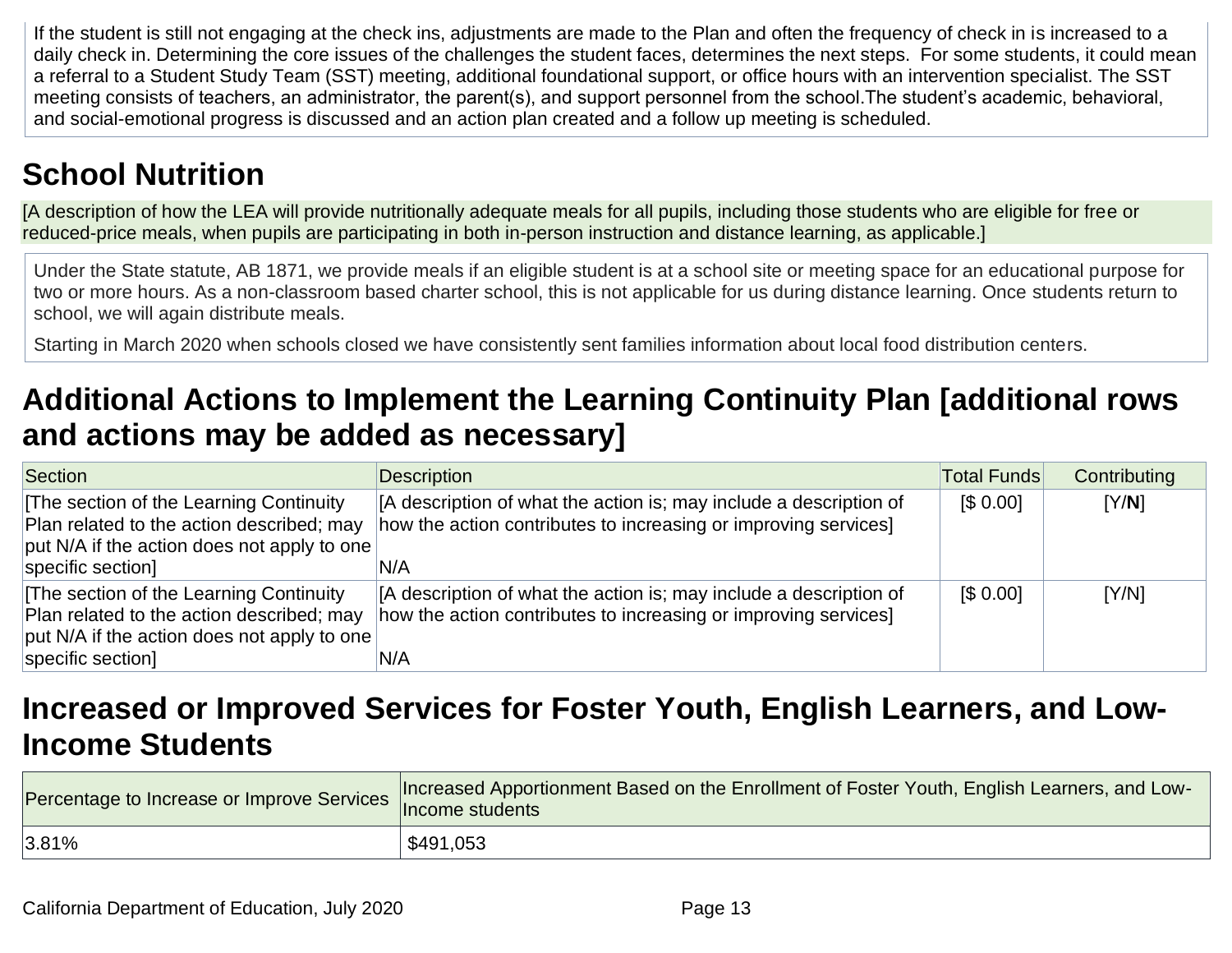If the student is still not engaging at the check ins, adjustments are made to the Plan and often the frequency of check in is increased to a daily check in. Determining the core issues of the challenges the student faces, determines the next steps. For some students, it could mean a referral to a Student Study Team (SST) meeting, additional foundational support, or office hours with an intervention specialist. The SST meeting consists of teachers, an administrator, the parent(s), and support personnel from the school.The student's academic, behavioral, and social-emotional progress is discussed and an action plan created and a follow up meeting is scheduled.

## School Nutrition

[A description of how the LEA will provide nutritionally adequate meals for all pupils, including those students who are eligible for free or reduced-price meals, when pupils are participating in both in-person instruction and distance learning, as applicable.]

Under the State statute, AB 1871, we provide meals if an eligible student is at a school site or meeting space for an educational purpose for two or more hours. As a non-classroom based charter school, this is not applicable for us during distance learning. Once students return to school, we will again distribute meals.

Starting in March 2020 when schools closed we have consistently sent families information about local food distribution centers.

## Additional Actions to Implement the Learning Continuity Plan [additional rows and actions may be added as necessary]

| Section | Description | Total Funds | Contributing |
|---|---|---|---|
| [The section of the Learning Continuity Plan related to the action described; may put N/A if the action does not apply to one specific section] | [A description of what the action is; may include a description of how the action contributes to increasing or improving services] N/A | [$ 0.00] | [Y/**N**] |
| [The section of the Learning Continuity Plan related to the action described; may put N/A if the action does not apply to one specific section] | [A description of what the action is; may include a description of how the action contributes to increasing or improving services] N/A | [$ 0.00] | [Y/N] |

## Increased or Improved Services for Foster Youth, English Learners, and Low-Income Students

| Percentage to Increase or Improve Services | Increased Apportionment Based on the Enrollment of Foster Youth, English Learners, and Low-Income students |
|---|---|
| 3.81% | $491,053 |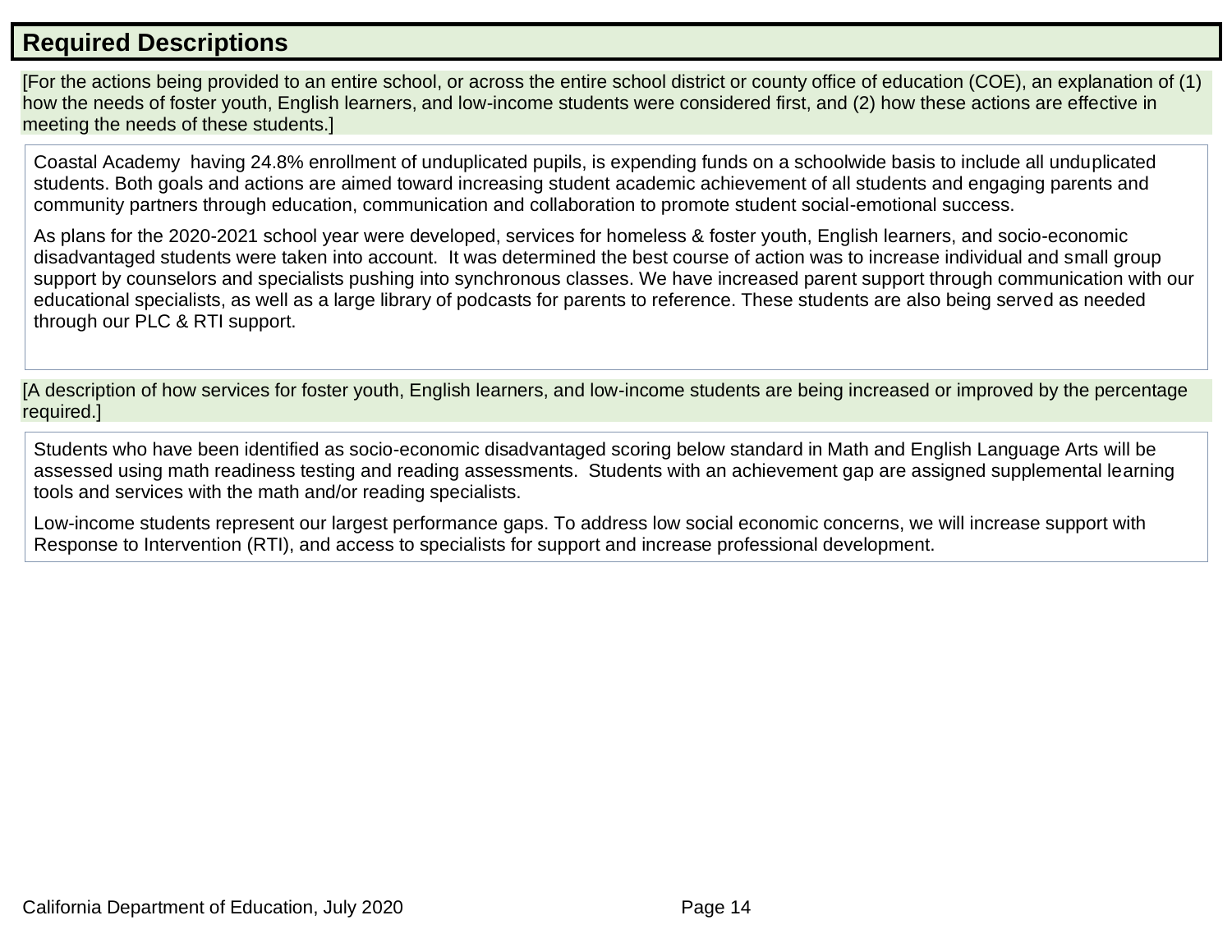## Required Descriptions

[For the actions being provided to an entire school, or across the entire school district or county office of education (COE), an explanation of (1) how the needs of foster youth, English learners, and low-income students were considered first, and (2) how these actions are effective in meeting the needs of these students.]

Coastal Academy having 24.8% enrollment of unduplicated pupils, is expending funds on a schoolwide basis to include all unduplicated students. Both goals and actions are aimed toward increasing student academic achievement of all students and engaging parents and community partners through education, communication and collaboration to promote student social-emotional success.

As plans for the 2020-2021 school year were developed, services for homeless & foster youth, English learners, and socio-economic disadvantaged students were taken into account. It was determined the best course of action was to increase individual and small group support by counselors and specialists pushing into synchronous classes. We have increased parent support through communication with our educational specialists, as well as a large library of podcasts for parents to reference. These students are also being served as needed through our PLC & RTI support.

[A description of how services for foster youth, English learners, and low-income students are being increased or improved by the percentage required.]

Students who have been identified as socio-economic disadvantaged scoring below standard in Math and English Language Arts will be assessed using math readiness testing and reading assessments. Students with an achievement gap are assigned supplemental learning tools and services with the math and/or reading specialists.

Low-income students represent our largest performance gaps. To address low social economic concerns, we will increase support with Response to Intervention (RTI), and access to specialists for support and increase professional development.